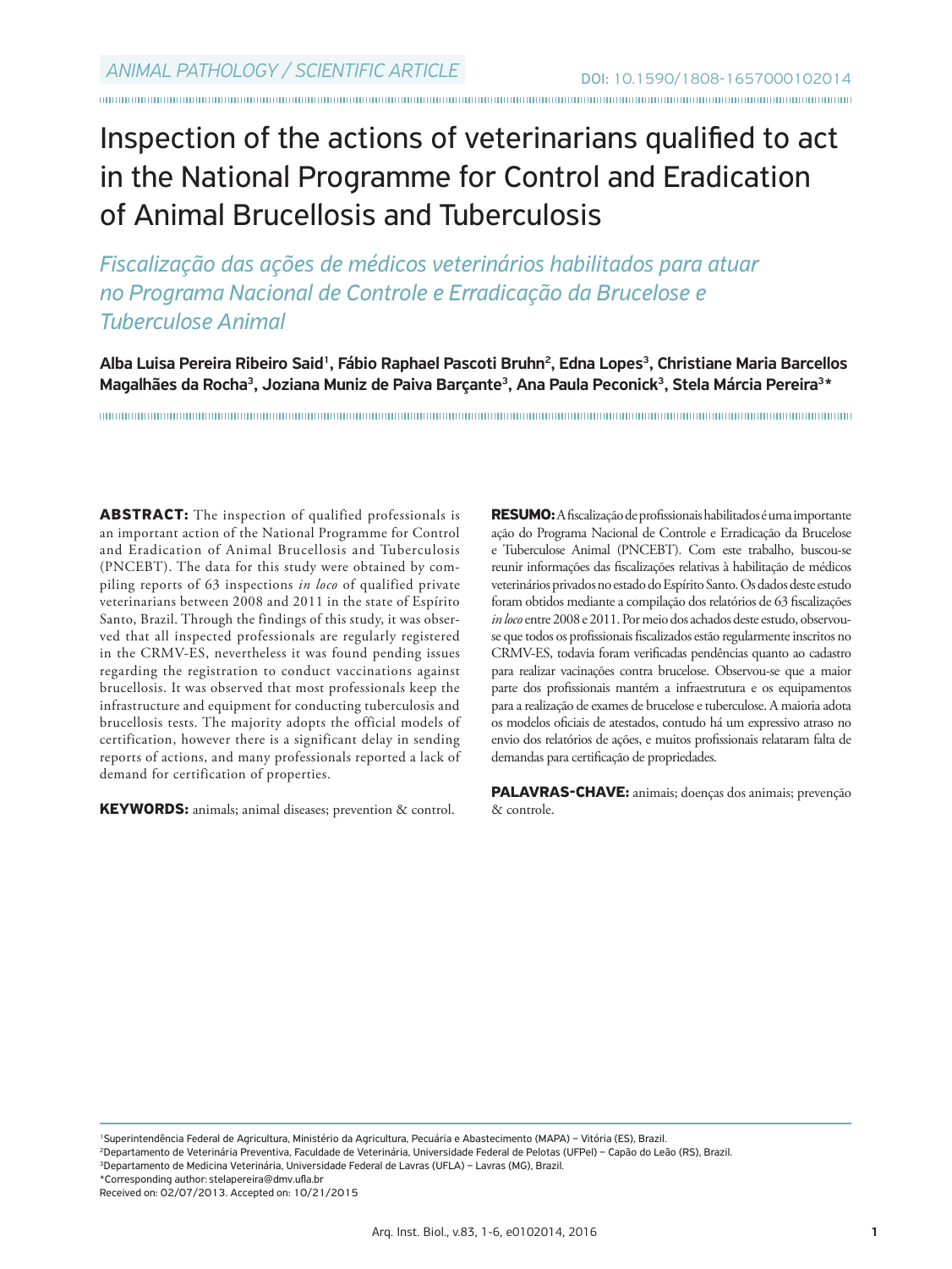ANIMAL PATHOLOGY / SCIENTIFIC ARTICLE

DOI: 10.1590/1808-1657000102014

# Inspection of the actions of veterinarians qualified to act in the National Programme for Control and Eradication of Animal Brucellosis and Tuberculosis

*Fiscalização das ações de médicos veterinários habilitados para atuar no Programa Nacional de Controle e Erradicação da Brucelose e Tuberculose Animal*

**Alba Luisa Pereira Ribeiro Said[1], Fábio Raphael Pascoti Bruhn[2], Edna Lopes[3], Christiane Maria Barcellos Magalhães da Rocha[3], Joziana Muniz de Paiva Barçante[3], Ana Paula Peconick[3], Stela Márcia Pereira[3]***

**ABSTRACT:** The inspection of qualified professionals is an important action of the National Programme for Control and Eradication of Animal Brucellosis and Tuberculosis (PNCEBT). The data for this study were obtained by compiling reports of 63 inspections *in loco* of qualified private veterinarians between 2008 and 2011 in the state of Espírito Santo, Brazil. Through the findings of this study, it was observed that all inspected professionals are regularly registered in the CRMV-ES, nevertheless it was found pending issues regarding the registration to conduct vaccinations against brucellosis. It was observed that most professionals keep the infrastructure and equipment for conducting tuberculosis and brucellosis tests. The majority adopts the official models of certification, however there is a significant delay in sending reports of actions, and many professionals reported a lack of demand for certification of properties.

**KEYWORDS:** animals; animal diseases; prevention & control.

**RESUMO:** A fiscalização de profissionais habilitados é uma importante ação do Programa Nacional de Controle e Erradicação da Brucelose e Tuberculose Animal (PNCEBT). Com este trabalho, buscou-se reunir informações das fiscalizações relativas à habilitação de médicos veterinários privados no estado do Espírito Santo. Os dados deste estudo foram obtidos mediante a compilação dos relatórios de 63 fiscalizações *in loco* entre 2008 e 2011. Por meio dos achados deste estudo, observou-se que todos os profissionais fiscalizados estão regularmente inscritos no CRMV-ES, todavia foram verificadas pendências quanto ao cadastro para realizar vacinações contra brucelose. Observou-se que a maior parte dos profissionais mantém a infraestrutura e os equipamentos para a realização de exames de brucelose e tuberculose. A maioria adota os modelos oficiais de atestados, contudo há um expressivo atraso no envio dos relatórios de ações, e muitos profissionais relataram falta de demandas para certificação de propriedades.

**PALAVRAS-CHAVE:** animais; doenças dos animais; prevenção & controle.

[1]Superintendência Federal de Agricultura, Ministério da Agricultura, Pecuária e Abastecimento (MAPA) – Vitória (ES), Brazil.
[2]Departamento de Veterinária Preventiva, Faculdade de Veterinária, Universidade Federal de Pelotas (UFPel) – Capão do Leão (RS), Brazil.
[3]Departamento de Medicina Veterinária, Universidade Federal de Lavras (UFLA) – Lavras (MG), Brazil.
*Corresponding author: stelapereira@dmv.ufla.br
Received on: 02/07/2013. Accepted on: 10/21/2015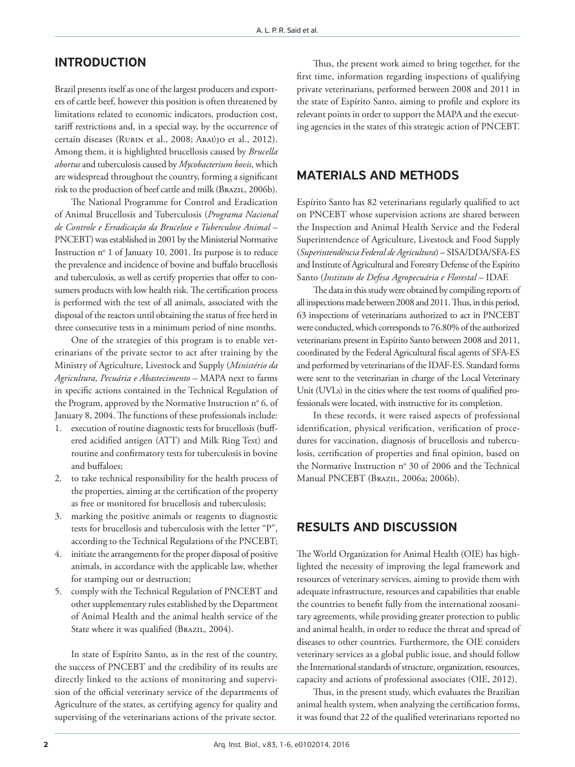## INTRODUCTION

Brazil presents itself as one of the largest producers and exporters of cattle beef, however this position is often threatened by limitations related to economic indicators, production cost, tariff restrictions and, in a special way, by the occurrence of certain diseases (Rubin et al., 2008; Araújo et al., 2012). Among them, it is highlighted brucellosis caused by *Brucella abortus* and tuberculosis caused by *Mycobacterium bovis*, which are widespread throughout the country, forming a significant risk to the production of beef cattle and milk (Brazil, 2006b).

The National Programme for Control and Eradication of Animal Brucellosis and Tuberculosis (*Programa Nacional de Controle e Erradicação da Brucelose e Tuberculose Animal* – PNCEBT) was established in 2001 by the Ministerial Normative Instruction nº 1 of January 10, 2001. Its purpose is to reduce the prevalence and incidence of bovine and buffalo brucellosis and tuberculosis, as well as certify properties that offer to consumers products with low health risk. The certification process is performed with the test of all animals, associated with the disposal of the reactors until obtaining the status of free herd in three consecutive tests in a minimum period of nine months.

One of the strategies of this program is to enable veterinarians of the private sector to act after training by the Ministry of Agriculture, Livestock and Supply (*Ministério da Agricultura, Pecuária e Abastecimento* – MAPA next to farms in specific actions contained in the Technical Regulation of the Program, approved by the Normative Instruction nº 6, of January 8, 2004. The functions of these professionals include:

1. execution of routine diagnostic tests for brucellosis (buffered acidified antigen (ATT) and Milk Ring Test) and routine and confirmatory tests for tuberculosis in bovine and buffaloes;
2. to take technical responsibility for the health process of the properties, aiming at the certification of the property as free or monitored for brucellosis and tuberculosis;
3. marking the positive animals or reagents to diagnostic tests for brucellosis and tuberculosis with the letter "P", according to the Technical Regulations of the PNCEBT;
4. initiate the arrangements for the proper disposal of positive animals, in accordance with the applicable law, whether for stamping out or destruction;
5. comply with the Technical Regulation of PNCEBT and other supplementary rules established by the Department of Animal Health and the animal health service of the State where it was qualified (Brazil, 2004).

In state of Espírito Santo, as in the rest of the country, the success of PNCEBT and the credibility of its results are directly linked to the actions of monitoring and supervision of the official veterinary service of the departments of Agriculture of the states, as certifying agency for quality and supervising of the veterinarians actions of the private sector.

Thus, the present work aimed to bring together, for the first time, information regarding inspections of qualifying private veterinarians, performed between 2008 and 2011 in the state of Espírito Santo, aiming to profile and explore its relevant points in order to support the MAPA and the executing agencies in the states of this strategic action of PNCEBT.

## MATERIALS AND METHODS

Espírito Santo has 82 veterinarians regularly qualified to act on PNCEBT whose supervision actions are shared between the Inspection and Animal Health Service and the Federal Superintendence of Agriculture, Livestock and Food Supply (*Superintendência Federal de Agricultura*) – SISA/DDA/SFA-ES and Institute of Agricultural and Forestry Defense of the Espírito Santo (*Instituto de Defesa Agropecuária e Florestal* – IDAF.

The data in this study were obtained by compiling reports of all inspections made between 2008 and 2011. Thus, in this period, 63 inspections of veterinarians authorized to act in PNCEBT were conducted, which corresponds to 76.80% of the authorized veterinarians present in Espírito Santo between 2008 and 2011, coordinated by the Federal Agricultural fiscal agents of SFA-ES and performed by veterinarians of the IDAF-ES. Standard forms were sent to the veterinarian in charge of the Local Veterinary Unit (UVLs) in the cities where the test rooms of qualified professionals were located, with instructive for its completion.

In these records, it were raised aspects of professional identification, physical verification, verification of procedures for vaccination, diagnosis of brucellosis and tuberculosis, certification of properties and final opinion, based on the Normative Instruction nº 30 of 2006 and the Technical Manual PNCEBT (Brazil, 2006a; 2006b).

## RESULTS AND DISCUSSION

The World Organization for Animal Health (OIE) has highlighted the necessity of improving the legal framework and resources of veterinary services, aiming to provide them with adequate infrastructure, resources and capabilities that enable the countries to benefit fully from the international zoosanitary agreements, while providing greater protection to public and animal health, in order to reduce the threat and spread of diseases to other countries. Furthermore, the OIE considers veterinary services as a global public issue, and should follow the International standards of structure, organization, resources, capacity and actions of professional associates (OIE, 2012).

Thus, in the present study, which evaluates the Brazilian animal health system, when analyzing the certification forms, it was found that 22 of the qualified veterinarians reported no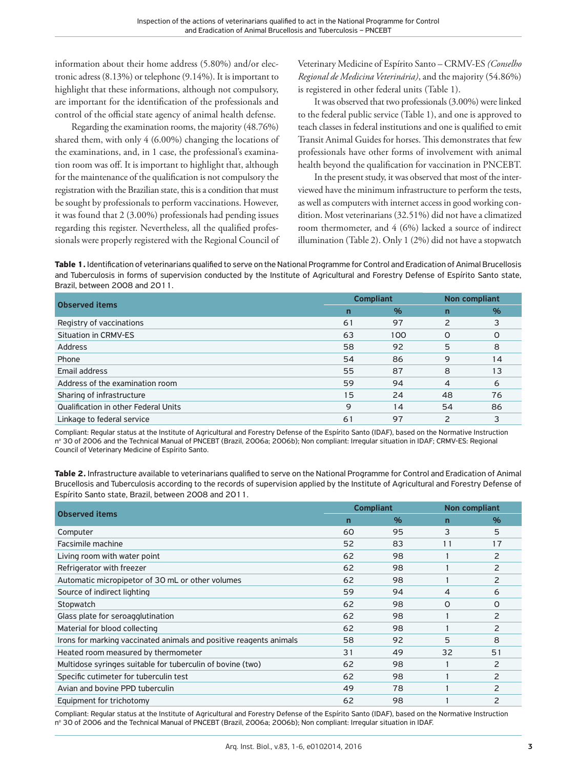information about their home address (5.80%) and/or electronic adress (8.13%) or telephone (9.14%). It is important to highlight that these informations, although not compulsory, are important for the identification of the professionals and control of the official state agency of animal health defense.

Regarding the examination rooms, the majority (48.76%) shared them, with only 4 (6.00%) changing the locations of the examinations, and, in 1 case, the professional's examination room was off. It is important to highlight that, although for the maintenance of the qualification is not compulsory the registration with the Brazilian state, this is a condition that must be sought by professionals to perform vaccinations. However, it was found that 2 (3.00%) professionals had pending issues regarding this register. Nevertheless, all the qualified professionals were properly registered with the Regional Council of Veterinary Medicine of Espírito Santo – CRMV-ES *(Conselho Regional de Medicina Veterinária)*, and the majority (54.86%) is registered in other federal units (Table 1).

It was observed that two professionals (3.00%) were linked to the federal public service (Table 1), and one is approved to teach classes in federal institutions and one is qualified to emit Transit Animal Guides for horses. This demonstrates that few professionals have other forms of involvement with animal health beyond the qualification for vaccination in PNCEBT.

In the present study, it was observed that most of the interviewed have the minimum infrastructure to perform the tests, as well as computers with internet access in good working condition. Most veterinarians (32.51%) did not have a climatized room thermometer, and 4 (6%) lacked a source of indirect illumination (Table 2). Only 1 (2%) did not have a stopwatch

**Table 1.** Identification of veterinarians qualified to serve on the National Programme for Control and Eradication of Animal Brucellosis and Tuberculosis in forms of supervision conducted by the Institute of Agricultural and Forestry Defense of Espírito Santo state, Brazil, between 2008 and 2011.

| Observed items | Compliant | | Non compliant | |
|---|---|---|---|---|
| | n | % | n | % |
| Registry of vaccinations | 61 | 97 | 2 | 3 |
| Situation in CRMV-ES | 63 | 100 | 0 | 0 |
| Address | 58 | 92 | 5 | 8 |
| Phone | 54 | 86 | 9 | 14 |
| Email address | 55 | 87 | 8 | 13 |
| Address of the examination room | 59 | 94 | 4 | 6 |
| Sharing of infrastructure | 15 | 24 | 48 | 76 |
| Qualification in other Federal Units | 9 | 14 | 54 | 86 |
| Linkage to federal service | 61 | 97 | 2 | 3 |

Compliant: Regular status at the Institute of Agricultural and Forestry Defense of the Espírito Santo (IDAF), based on the Normative Instruction nº 30 of 2006 and the Technical Manual of PNCEBT (Brazil, 2006a; 2006b); Non compliant: Irregular situation in IDAF; CRMV-ES: Regional Council of Veterinary Medicine of Espírito Santo.

**Table 2.** Infrastructure available to veterinarians qualified to serve on the National Programme for Control and Eradication of Animal Brucellosis and Tuberculosis according to the records of supervision applied by the Institute of Agricultural and Forestry Defense of Espírito Santo state, Brazil, between 2008 and 2011.

| Observed items | Compliant | | Non compliant | |
|---|---|---|---|---|
| | n | % | n | % |
| Computer | 60 | 95 | 3 | 5 |
| Facsimile machine | 52 | 83 | 11 | 17 |
| Living room with water point | 62 | 98 | 1 | 2 |
| Refrigerator with freezer | 62 | 98 | 1 | 2 |
| Automatic micropipetor of 30 mL or other volumes | 62 | 98 | 1 | 2 |
| Source of indirect lighting | 59 | 94 | 4 | 6 |
| Stopwatch | 62 | 98 | 0 | 0 |
| Glass plate for seroagglutination | 62 | 98 | 1 | 2 |
| Material for blood collecting | 62 | 98 | 1 | 2 |
| Irons for marking vaccinated animals and positive reagents animals | 58 | 92 | 5 | 8 |
| Heated room measured by thermometer | 31 | 49 | 32 | 51 |
| Multidose syringes suitable for tuberculin of bovine (two) | 62 | 98 | 1 | 2 |
| Specific cutimeter for tuberculin test | 62 | 98 | 1 | 2 |
| Avian and bovine PPD tuberculin | 49 | 78 | 1 | 2 |
| Equipment for trichotomy | 62 | 98 | 1 | 2 |

Compliant: Regular status at the Institute of Agricultural and Forestry Defense of the Espírito Santo (IDAF), based on the Normative Instruction nº 30 of 2006 and the Technical Manual of PNCEBT (Brazil, 2006a; 2006b); Non compliant: Irregular situation in IDAF.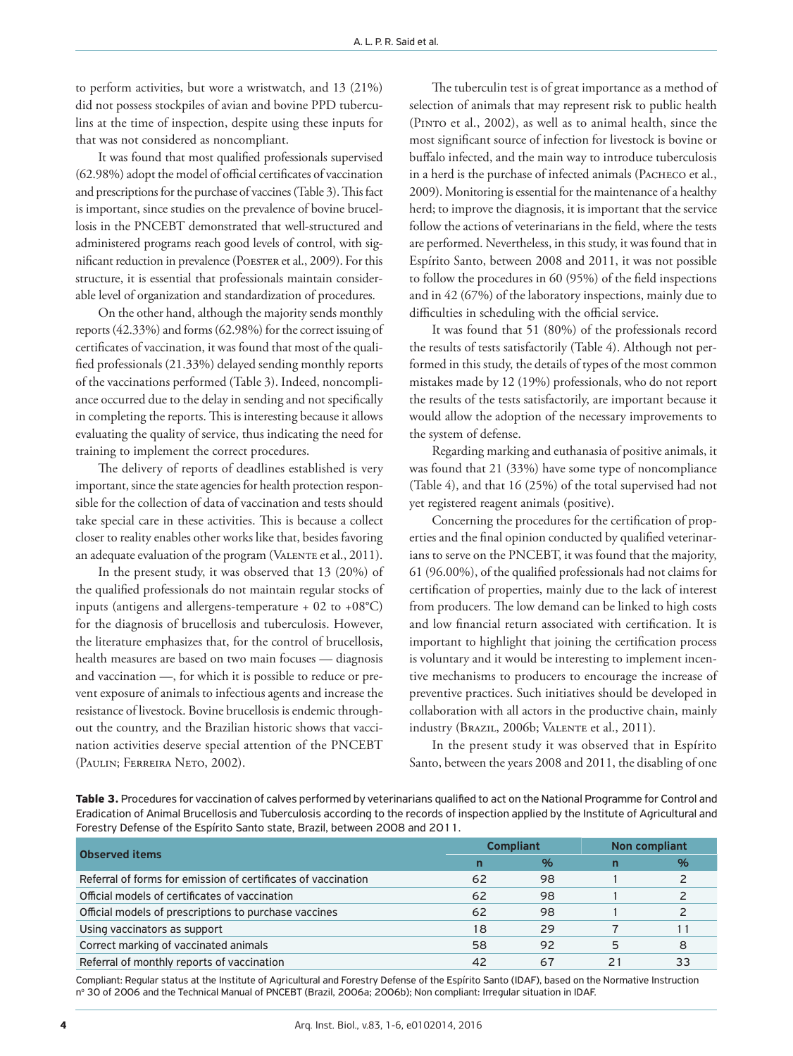to perform activities, but wore a wristwatch, and 13 (21%) did not possess stockpiles of avian and bovine PPD tuberculins at the time of inspection, despite using these inputs for that was not considered as noncompliant.

It was found that most qualified professionals supervised (62.98%) adopt the model of official certificates of vaccination and prescriptions for the purchase of vaccines (Table 3). This fact is important, since studies on the prevalence of bovine brucellosis in the PNCEBT demonstrated that well-structured and administered programs reach good levels of control, with significant reduction in prevalence (Poester et al., 2009). For this structure, it is essential that professionals maintain considerable level of organization and standardization of procedures.

On the other hand, although the majority sends monthly reports (42.33%) and forms (62.98%) for the correct issuing of certificates of vaccination, it was found that most of the qualified professionals (21.33%) delayed sending monthly reports of the vaccinations performed (Table 3). Indeed, noncompliance occurred due to the delay in sending and not specifically in completing the reports. This is interesting because it allows evaluating the quality of service, thus indicating the need for training to implement the correct procedures.

The delivery of reports of deadlines established is very important, since the state agencies for health protection responsible for the collection of data of vaccination and tests should take special care in these activities. This is because a collect closer to reality enables other works like that, besides favoring an adequate evaluation of the program (Valente et al., 2011).

In the present study, it was observed that 13 (20%) of the qualified professionals do not maintain regular stocks of inputs (antigens and allergens-temperature + 02 to +08°C) for the diagnosis of brucellosis and tuberculosis. However, the literature emphasizes that, for the control of brucellosis, health measures are based on two main focuses — diagnosis and vaccination —, for which it is possible to reduce or prevent exposure of animals to infectious agents and increase the resistance of livestock. Bovine brucellosis is endemic throughout the country, and the Brazilian historic shows that vaccination activities deserve special attention of the PNCEBT (Paulin; Ferreira Neto, 2002).

The tuberculin test is of great importance as a method of selection of animals that may represent risk to public health (Pinto et al., 2002), as well as to animal health, since the most significant source of infection for livestock is bovine or buffalo infected, and the main way to introduce tuberculosis in a herd is the purchase of infected animals (Pacheco et al., 2009). Monitoring is essential for the maintenance of a healthy herd; to improve the diagnosis, it is important that the service follow the actions of veterinarians in the field, where the tests are performed. Nevertheless, in this study, it was found that in Espírito Santo, between 2008 and 2011, it was not possible to follow the procedures in 60 (95%) of the field inspections and in 42 (67%) of the laboratory inspections, mainly due to difficulties in scheduling with the official service.

It was found that 51 (80%) of the professionals record the results of tests satisfactorily (Table 4). Although not performed in this study, the details of types of the most common mistakes made by 12 (19%) professionals, who do not report the results of the tests satisfactorily, are important because it would allow the adoption of the necessary improvements to the system of defense.

Regarding marking and euthanasia of positive animals, it was found that 21 (33%) have some type of noncompliance (Table 4), and that 16 (25%) of the total supervised had not yet registered reagent animals (positive).

Concerning the procedures for the certification of properties and the final opinion conducted by qualified veterinarians to serve on the PNCEBT, it was found that the majority, 61 (96.00%), of the qualified professionals had not claims for certification of properties, mainly due to the lack of interest from producers. The low demand can be linked to high costs and low financial return associated with certification. It is important to highlight that joining the certification process is voluntary and it would be interesting to implement incentive mechanisms to producers to encourage the increase of preventive practices. Such initiatives should be developed in collaboration with all actors in the productive chain, mainly industry (Brazil, 2006b; Valente et al., 2011).

In the present study it was observed that in Espírito Santo, between the years 2008 and 2011, the disabling of one

**Table 3.** Procedures for vaccination of calves performed by veterinarians qualified to act on the National Programme for Control and Eradication of Animal Brucellosis and Tuberculosis according to the records of inspection applied by the Institute of Agricultural and Forestry Defense of the Espírito Santo state, Brazil, between 2008 and 2011.

| Observed items | Compliant | | Non compliant | |
|---|---|---|---|---|
| | n | % | n | % |
| Referral of forms for emission of certificates of vaccination | 62 | 98 | 1 | 2 |
| Official models of certificates of vaccination | 62 | 98 | 1 | 2 |
| Official models of prescriptions to purchase vaccines | 62 | 98 | 1 | 2 |
| Using vaccinators as support | 18 | 29 | 7 | 11 |
| Correct marking of vaccinated animals | 58 | 92 | 5 | 8 |
| Referral of monthly reports of vaccination | 42 | 67 | 21 | 33 |

Compliant: Regular status at the Institute of Agricultural and Forestry Defense of the Espírito Santo (IDAF), based on the Normative Instruction nº 30 of 2006 and the Technical Manual of PNCEBT (Brazil, 2006a; 2006b); Non compliant: Irregular situation in IDAF.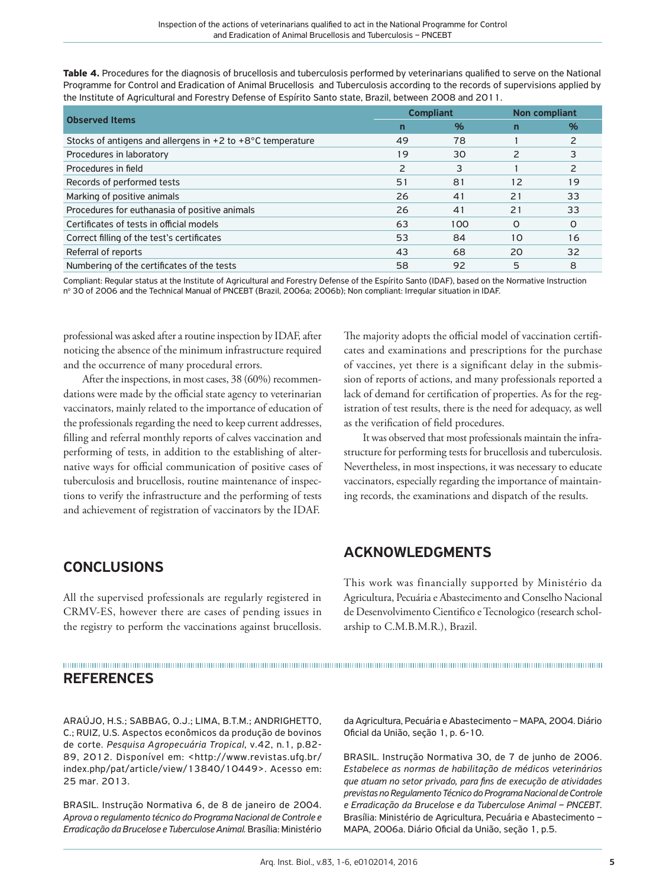**Table 4.** Procedures for the diagnosis of brucellosis and tuberculosis performed by veterinarians qualified to serve on the National Programme for Control and Eradication of Animal Brucellosis and Tuberculosis according to the records of supervisions applied by the Institute of Agricultural and Forestry Defense of Espírito Santo state, Brazil, between 2008 and 2011.

| Observed Items | Compliant | | Non compliant | |
|---|---|---|---|---|
| | n | % | n | % |
| Stocks of antigens and allergens in +2 to +8°C temperature | 49 | 78 | 1 | 2 |
| Procedures in laboratory | 19 | 30 | 2 | 3 |
| Procedures in field | 2 | 3 | 1 | 2 |
| Records of performed tests | 51 | 81 | 12 | 19 |
| Marking of positive animals | 26 | 41 | 21 | 33 |
| Procedures for euthanasia of positive animals | 26 | 41 | 21 | 33 |
| Certificates of tests in official models | 63 | 100 | 0 | 0 |
| Correct filling of the test's certificates | 53 | 84 | 10 | 16 |
| Referral of reports | 43 | 68 | 20 | 32 |
| Numbering of the certificates of the tests | 58 | 92 | 5 | 8 |

Compliant: Regular status at the Institute of Agricultural and Forestry Defense of the Espírito Santo (IDAF), based on the Normative Instruction nº 30 of 2006 and the Technical Manual of PNCEBT (Brazil, 2006a; 2006b); Non compliant: Irregular situation in IDAF.

professional was asked after a routine inspection by IDAF, after noticing the absence of the minimum infrastructure required and the occurrence of many procedural errors.

After the inspections, in most cases, 38 (60%) recommendations were made by the official state agency to veterinarian vaccinators, mainly related to the importance of education of the professionals regarding the need to keep current addresses, filling and referral monthly reports of calves vaccination and performing of tests, in addition to the establishing of alternative ways for official communication of positive cases of tuberculosis and brucellosis, routine maintenance of inspections to verify the infrastructure and the performing of tests and achievement of registration of vaccinators by the IDAF.

## CONCLUSIONS

All the supervised professionals are regularly registered in CRMV-ES, however there are cases of pending issues in the registry to perform the vaccinations against brucellosis. The majority adopts the official model of vaccination certificates and examinations and prescriptions for the purchase of vaccines, yet there is a significant delay in the submission of reports of actions, and many professionals reported a lack of demand for certification of properties. As for the registration of test results, there is the need for adequacy, as well as the verification of field procedures.

It was observed that most professionals maintain the infrastructure for performing tests for brucellosis and tuberculosis. Nevertheless, in most inspections, it was necessary to educate vaccinators, especially regarding the importance of maintaining records, the examinations and dispatch of the results.

## ACKNOWLEDGMENTS

This work was financially supported by Ministério da Agricultura, Pecuária e Abastecimento and Conselho Nacional de Desenvolvimento Cientifico e Tecnologico (research scholarship to C.M.B.M.R.), Brazil.

## REFERENCES

ARAÚJO, H.S.; SABBAG, O.J.; LIMA, B.T.M.; ANDRIGHETTO, C.; RUIZ, U.S. Aspectos econômicos da produção de bovinos de corte. *Pesquisa Agropecuária Tropical*, v.42, n.1, p.82-89, 2012. Disponível em: <http://www.revistas.ufg.br/index.php/pat/article/view/13840/10449>. Acesso em: 25 mar. 2013.

BRASIL. Instrução Normativa 6, de 8 de janeiro de 2004. *Aprova o regulamento técnico do Programa Nacional de Controle e Erradicação da Brucelose e Tuberculose Animal.* Brasília: Ministério da Agricultura, Pecuária e Abastecimento – MAPA, 2004. Diário Oficial da União, seção 1, p. 6-10.

BRASIL. Instrução Normativa 30, de 7 de junho de 2006. *Estabelece as normas de habilitação de médicos veterinários que atuam no setor privado, para fins de execução de atividades previstas no Regulamento Técnico do Programa Nacional de Controle e Erradicação da Brucelose e da Tuberculose Animal – PNCEBT*. Brasília: Ministério de Agricultura, Pecuária e Abastecimento – MAPA, 2006a. Diário Oficial da União, seção 1, p.5.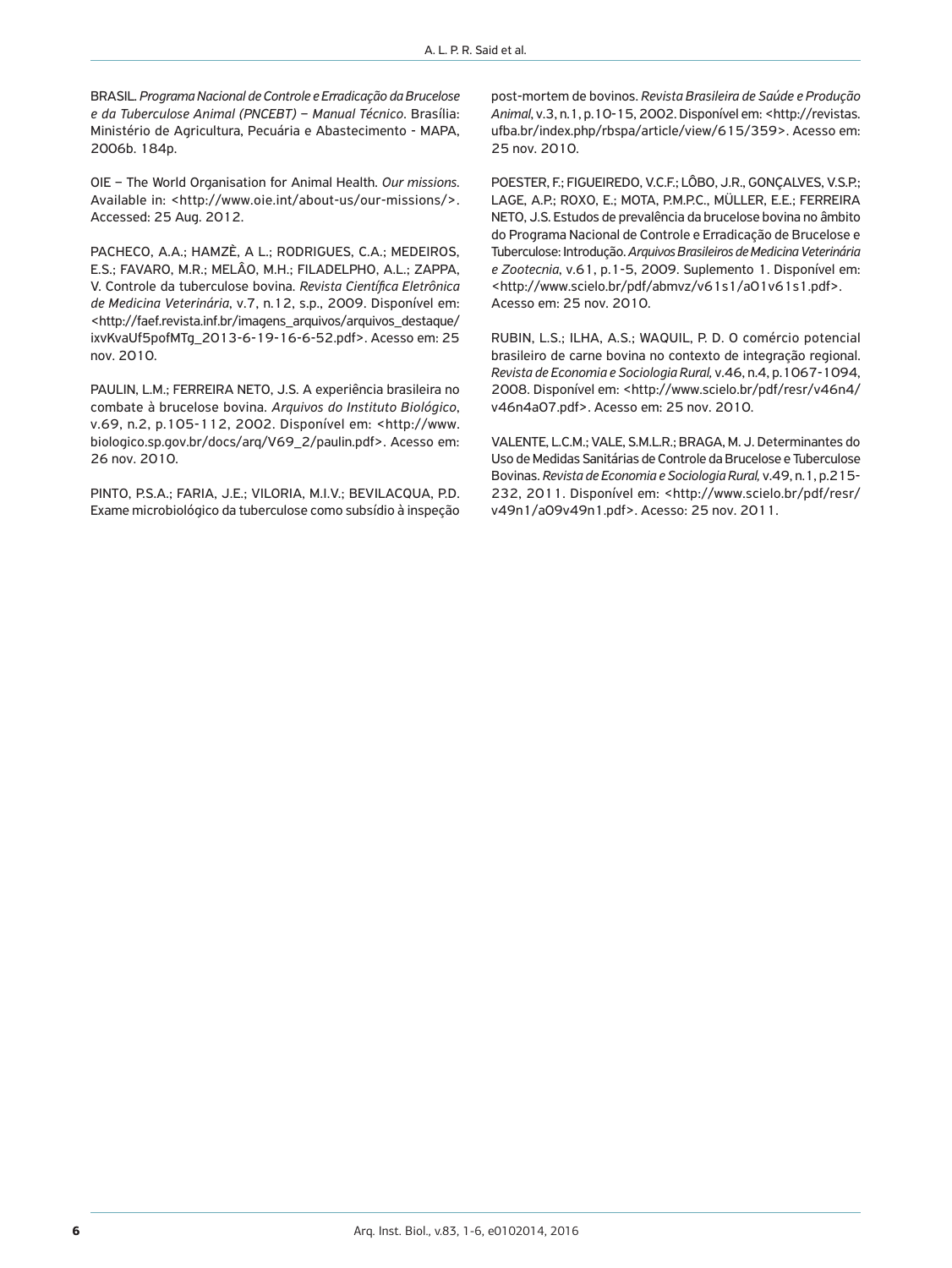BRASIL. *Programa Nacional de Controle e Erradicação da Brucelose e da Tuberculose Animal (PNCEBT) – Manual Técnico*. Brasília: Ministério de Agricultura, Pecuária e Abastecimento - MAPA, 2006b. 184p.

OIE – The World Organisation for Animal Health. *Our missions.* Available in: <http://www.oie.int/about-us/our-missions/>. Accessed: 25 Aug. 2012.

PACHECO, A.A.; HAMZÈ, A L.; RODRIGUES, C.A.; MEDEIROS, E.S.; FAVARO, M.R.; MELÂO, M.H.; FILADELPHO, A.L.; ZAPPA, V. Controle da tuberculose bovina. *Revista Científica Eletrônica de Medicina Veterinária*, v.7, n.12, s.p., 2009. Disponível em: <http://faef.revista.inf.br/imagens_arquivos/arquivos_destaque/ixvKvaUf5pofMTg_2013-6-19-16-6-52.pdf>. Acesso em: 25 nov. 2010.

PAULIN, L.M.; FERREIRA NETO, J.S. A experiência brasileira no combate à brucelose bovina. *Arquivos do Instituto Biológico*, v.69, n.2, p.105-112, 2002. Disponível em: <http://www.biologico.sp.gov.br/docs/arq/V69_2/paulin.pdf>. Acesso em: 26 nov. 2010.

PINTO, P.S.A.; FARIA, J.E.; VILORIA, M.I.V.; BEVILACQUA, P.D. Exame microbiológico da tuberculose como subsídio à inspeção post-mortem de bovinos. *Revista Brasileira de Saúde e Produção Animal*, v.3, n.1, p.10-15, 2002. Disponível em: <http://revistas.ufba.br/index.php/rbspa/article/view/615/359>. Acesso em: 25 nov. 2010.

POESTER, F.; FIGUEIREDO, V.C.F.; LÔBO, J.R., GONÇALVES, V.S.P.; LAGE, A.P.; ROXO, E.; MOTA, P.M.P.C., MÜLLER, E.E.; FERREIRA NETO, J.S. Estudos de prevalência da brucelose bovina no âmbito do Programa Nacional de Controle e Erradicação de Brucelose e Tuberculose: Introdução. *Arquivos Brasileiros de Medicina Veterinária e Zootecnia*, v.61, p.1-5, 2009. Suplemento 1. Disponível em: <http://www.scielo.br/pdf/abmvz/v61s1/a01v61s1.pdf>. Acesso em: 25 nov. 2010.

RUBIN, L.S.; ILHA, A.S.; WAQUIL, P. D. O comércio potencial brasileiro de carne bovina no contexto de integração regional. *Revista de Economia e Sociologia Rural,* v.46, n.4, p.1067-1094, 2008. Disponível em: <http://www.scielo.br/pdf/resr/v46n4/v46n4a07.pdf>. Acesso em: 25 nov. 2010.

VALENTE, L.C.M.; VALE, S.M.L.R.; BRAGA, M. J. Determinantes do Uso de Medidas Sanitárias de Controle da Brucelose e Tuberculose Bovinas. *Revista de Economia e Sociologia Rural,* v.49, n.1, p.215-232, 2011. Disponível em: <http://www.scielo.br/pdf/resr/v49n1/a09v49n1.pdf>. Acesso: 25 nov. 2011.